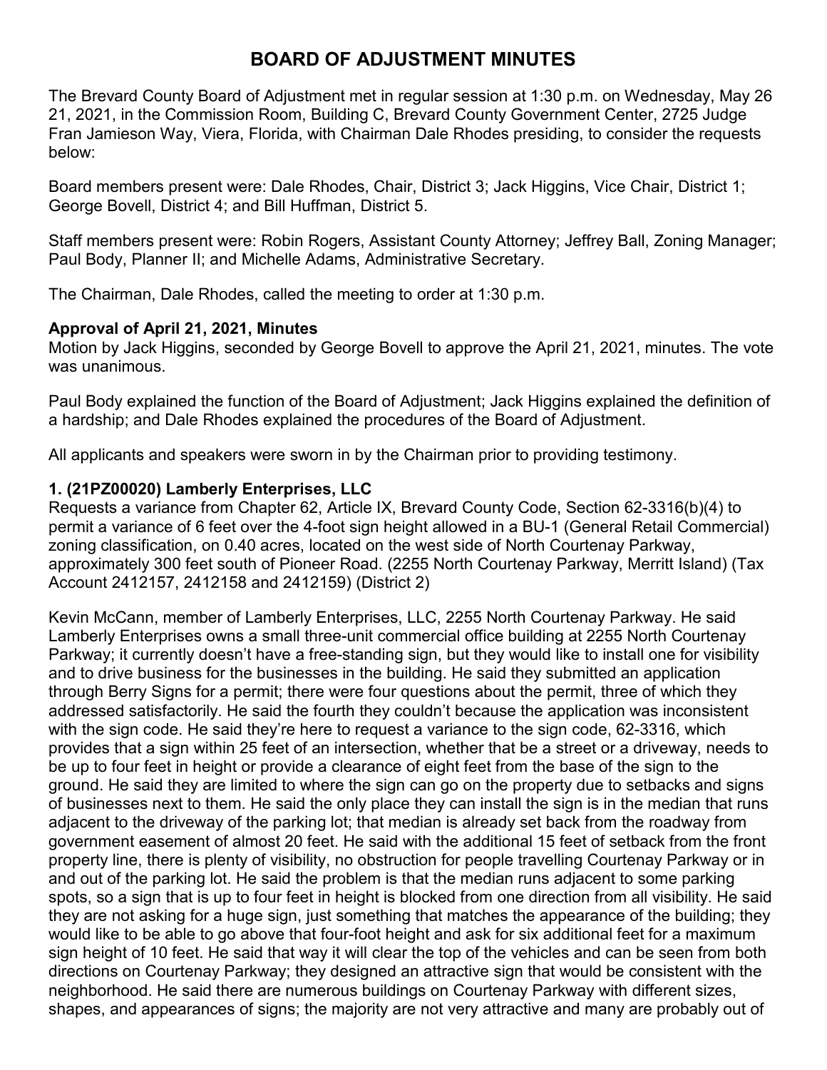# BOARD OF ADJUSTMENT MINUTES

The Brevard County Board of Adjustment met in regular session at 1:30 p.m. on Wednesday, May 26 21, 2021, in the Commission Room, Building C, Brevard County Government Center, 2725 Judge Fran Jamieson Way, Viera, Florida, with Chairman Dale Rhodes presiding, to consider the requests below:

Board members present were: Dale Rhodes, Chair, District 3; Jack Higgins, Vice Chair, District 1; George Bovell, District 4; and Bill Huffman, District 5.

Staff members present were: Robin Rogers, Assistant County Attorney; Jeffrey Ball, Zoning Manager; Paul Body, Planner II; and Michelle Adams, Administrative Secretary.

The Chairman, Dale Rhodes, called the meeting to order at 1:30 p.m.

**Approval of April 21, 2021, Minutes**
Motion by Jack Higgins, seconded by George Bovell to approve the April 21, 2021, minutes. The vote was unanimous.

Paul Body explained the function of the Board of Adjustment; Jack Higgins explained the definition of a hardship; and Dale Rhodes explained the procedures of the Board of Adjustment.

All applicants and speakers were sworn in by the Chairman prior to providing testimony.

**1. (21PZ00020) Lamberly Enterprises, LLC**
Requests a variance from Chapter 62, Article IX, Brevard County Code, Section 62-3316(b)(4) to permit a variance of 6 feet over the 4-foot sign height allowed in a BU-1 (General Retail Commercial) zoning classification, on 0.40 acres, located on the west side of North Courtenay Parkway, approximately 300 feet south of Pioneer Road. (2255 North Courtenay Parkway, Merritt Island) (Tax Account 2412157, 2412158 and 2412159) (District 2)

Kevin McCann, member of Lamberly Enterprises, LLC, 2255 North Courtenay Parkway. He said Lamberly Enterprises owns a small three-unit commercial office building at 2255 North Courtenay Parkway; it currently doesn't have a free-standing sign, but they would like to install one for visibility and to drive business for the businesses in the building. He said they submitted an application through Berry Signs for a permit; there were four questions about the permit, three of which they addressed satisfactorily. He said the fourth they couldn't because the application was inconsistent with the sign code. He said they're here to request a variance to the sign code, 62-3316, which provides that a sign within 25 feet of an intersection, whether that be a street or a driveway, needs to be up to four feet in height or provide a clearance of eight feet from the base of the sign to the ground. He said they are limited to where the sign can go on the property due to setbacks and signs of businesses next to them. He said the only place they can install the sign is in the median that runs adjacent to the driveway of the parking lot; that median is already set back from the roadway from government easement of almost 20 feet. He said with the additional 15 feet of setback from the front property line, there is plenty of visibility, no obstruction for people travelling Courtenay Parkway or in and out of the parking lot. He said the problem is that the median runs adjacent to some parking spots, so a sign that is up to four feet in height is blocked from one direction from all visibility. He said they are not asking for a huge sign, just something that matches the appearance of the building; they would like to be able to go above that four-foot height and ask for six additional feet for a maximum sign height of 10 feet. He said that way it will clear the top of the vehicles and can be seen from both directions on Courtenay Parkway; they designed an attractive sign that would be consistent with the neighborhood. He said there are numerous buildings on Courtenay Parkway with different sizes, shapes, and appearances of signs; the majority are not very attractive and many are probably out of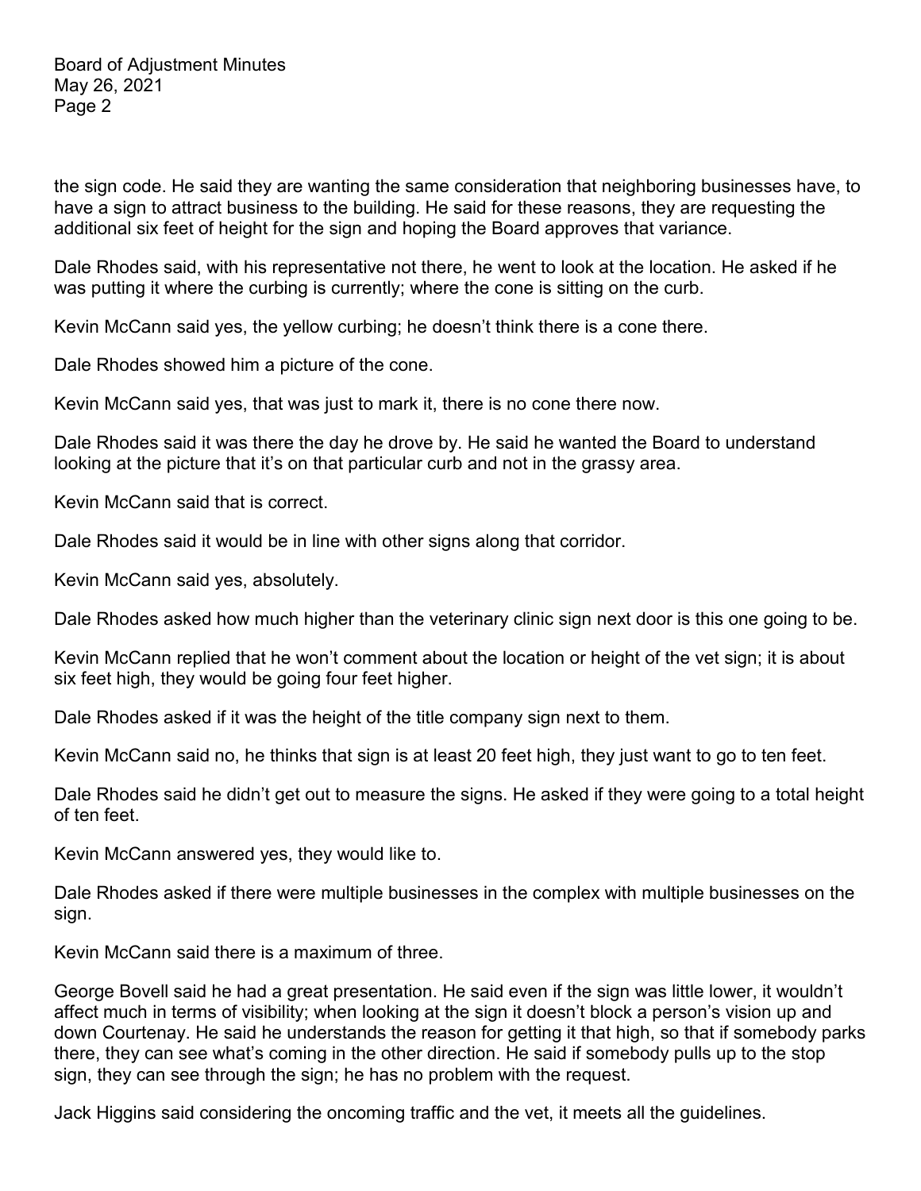the sign code. He said they are wanting the same consideration that neighboring businesses have, to have a sign to attract business to the building. He said for these reasons, they are requesting the additional six feet of height for the sign and hoping the Board approves that variance.

Dale Rhodes said, with his representative not there, he went to look at the location. He asked if he was putting it where the curbing is currently; where the cone is sitting on the curb.

Kevin McCann said yes, the yellow curbing; he doesn't think there is a cone there.

Dale Rhodes showed him a picture of the cone.

Kevin McCann said yes, that was just to mark it, there is no cone there now.

Dale Rhodes said it was there the day he drove by. He said he wanted the Board to understand looking at the picture that it's on that particular curb and not in the grassy area.

Kevin McCann said that is correct.

Dale Rhodes said it would be in line with other signs along that corridor.

Kevin McCann said yes, absolutely.

Dale Rhodes asked how much higher than the veterinary clinic sign next door is this one going to be.

Kevin McCann replied that he won't comment about the location or height of the vet sign; it is about six feet high, they would be going four feet higher.

Dale Rhodes asked if it was the height of the title company sign next to them.

Kevin McCann said no, he thinks that sign is at least 20 feet high, they just want to go to ten feet.

Dale Rhodes said he didn't get out to measure the signs. He asked if they were going to a total height of ten feet.

Kevin McCann answered yes, they would like to.

Dale Rhodes asked if there were multiple businesses in the complex with multiple businesses on the sign.

Kevin McCann said there is a maximum of three.

George Bovell said he had a great presentation. He said even if the sign was little lower, it wouldn't affect much in terms of visibility; when looking at the sign it doesn't block a person's vision up and down Courtenay. He said he understands the reason for getting it that high, so that if somebody parks there, they can see what's coming in the other direction. He said if somebody pulls up to the stop sign, they can see through the sign; he has no problem with the request.

Jack Higgins said considering the oncoming traffic and the vet, it meets all the guidelines.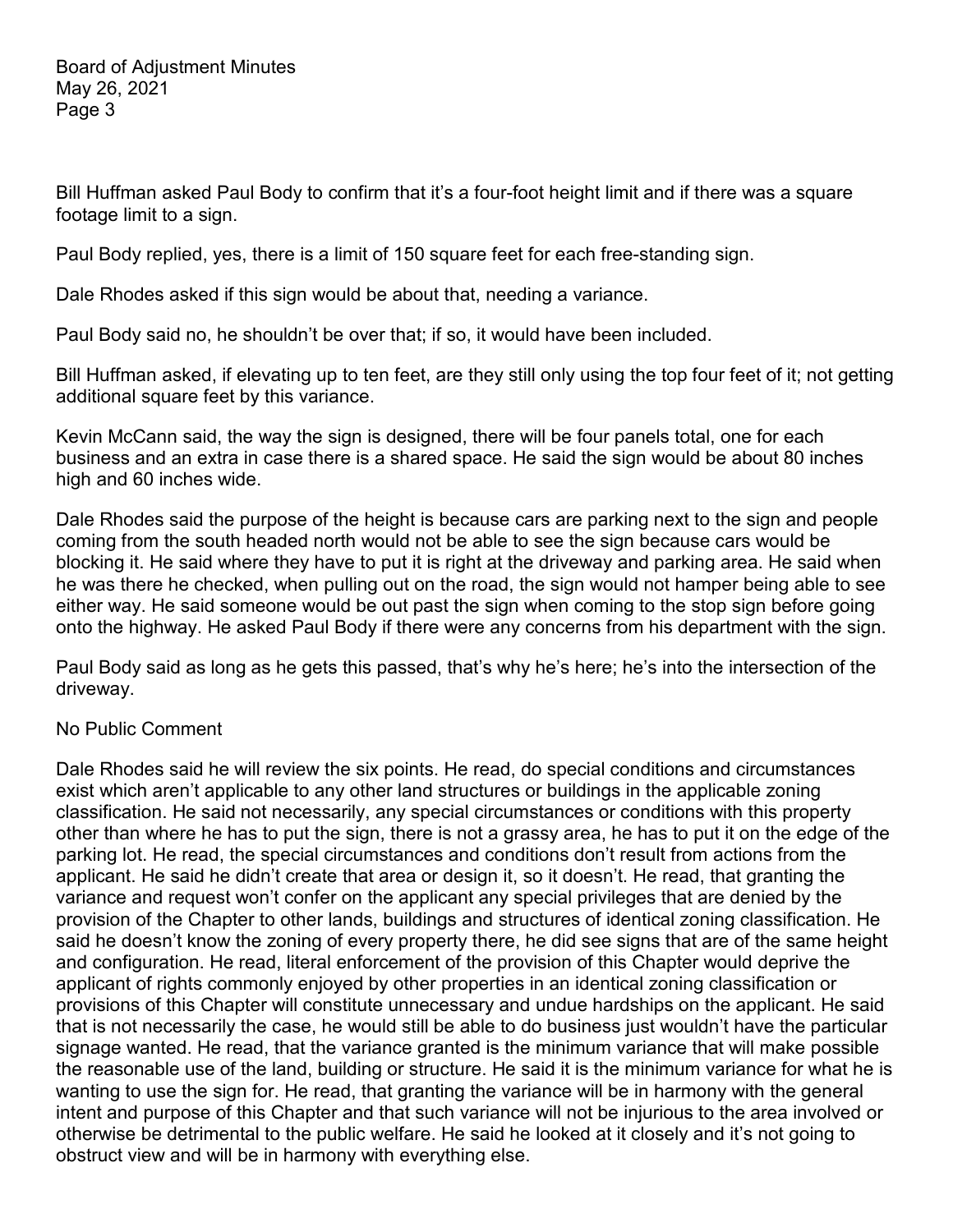Bill Huffman asked Paul Body to confirm that it's a four-foot height limit and if there was a square footage limit to a sign.

Paul Body replied, yes, there is a limit of 150 square feet for each free-standing sign.

Dale Rhodes asked if this sign would be about that, needing a variance.

Paul Body said no, he shouldn't be over that; if so, it would have been included.

Bill Huffman asked, if elevating up to ten feet, are they still only using the top four feet of it; not getting additional square feet by this variance.

Kevin McCann said, the way the sign is designed, there will be four panels total, one for each business and an extra in case there is a shared space. He said the sign would be about 80 inches high and 60 inches wide.

Dale Rhodes said the purpose of the height is because cars are parking next to the sign and people coming from the south headed north would not be able to see the sign because cars would be blocking it. He said where they have to put it is right at the driveway and parking area. He said when he was there he checked, when pulling out on the road, the sign would not hamper being able to see either way. He said someone would be out past the sign when coming to the stop sign before going onto the highway. He asked Paul Body if there were any concerns from his department with the sign.

Paul Body said as long as he gets this passed, that's why he's here; he's into the intersection of the driveway.

No Public Comment

Dale Rhodes said he will review the six points. He read, do special conditions and circumstances exist which aren't applicable to any other land structures or buildings in the applicable zoning classification. He said not necessarily, any special circumstances or conditions with this property other than where he has to put the sign, there is not a grassy area, he has to put it on the edge of the parking lot. He read, the special circumstances and conditions don't result from actions from the applicant. He said he didn't create that area or design it, so it doesn't. He read, that granting the variance and request won't confer on the applicant any special privileges that are denied by the provision of the Chapter to other lands, buildings and structures of identical zoning classification. He said he doesn't know the zoning of every property there, he did see signs that are of the same height and configuration. He read, literal enforcement of the provision of this Chapter would deprive the applicant of rights commonly enjoyed by other properties in an identical zoning classification or provisions of this Chapter will constitute unnecessary and undue hardships on the applicant. He said that is not necessarily the case, he would still be able to do business just wouldn't have the particular signage wanted. He read, that the variance granted is the minimum variance that will make possible the reasonable use of the land, building or structure. He said it is the minimum variance for what he is wanting to use the sign for. He read, that granting the variance will be in harmony with the general intent and purpose of this Chapter and that such variance will not be injurious to the area involved or otherwise be detrimental to the public welfare. He said he looked at it closely and it's not going to obstruct view and will be in harmony with everything else.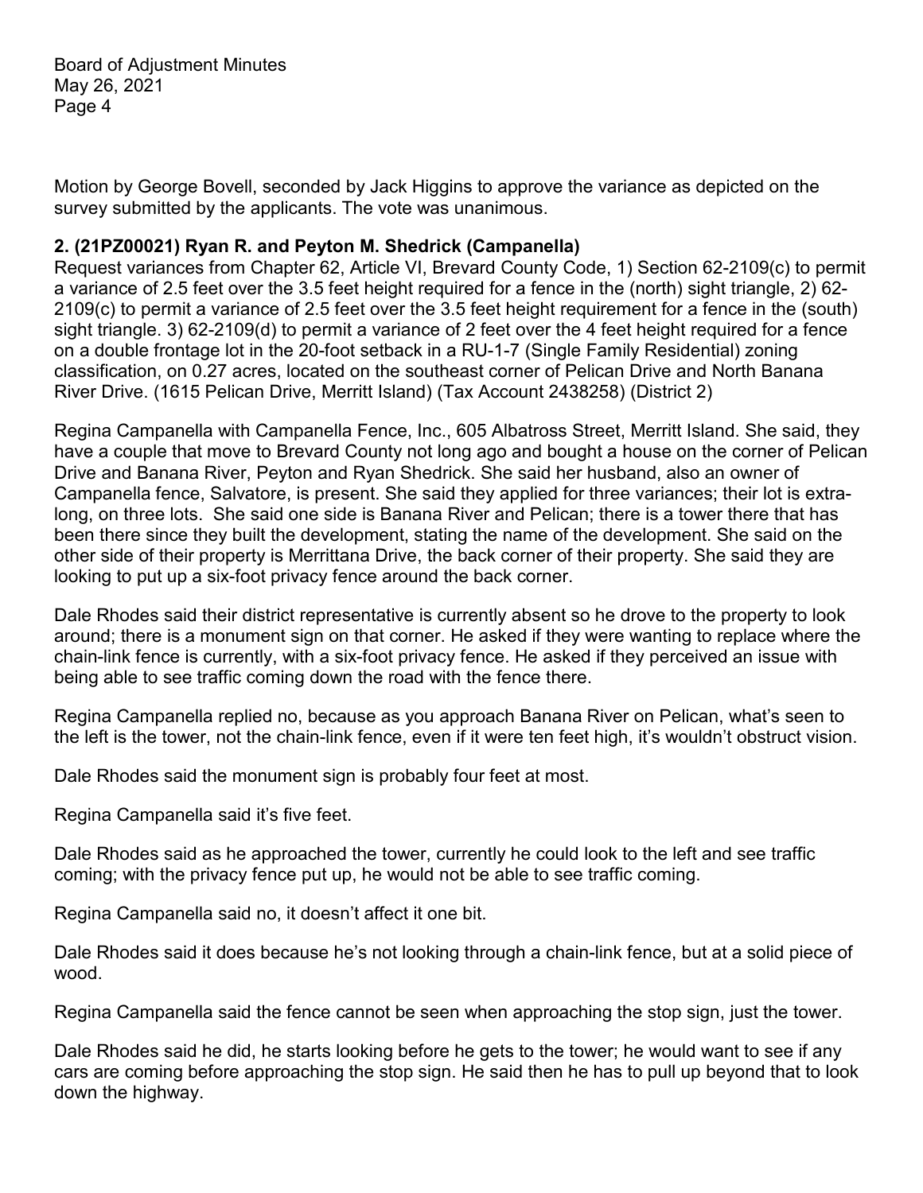Motion by George Bovell, seconded by Jack Higgins to approve the variance as depicted on the survey submitted by the applicants. The vote was unanimous.

**2. (21PZ00021) Ryan R. and Peyton M. Shedrick (Campanella)**

Request variances from Chapter 62, Article VI, Brevard County Code, 1) Section 62-2109(c) to permit a variance of 2.5 feet over the 3.5 feet height required for a fence in the (north) sight triangle, 2) 62-2109(c) to permit a variance of 2.5 feet over the 3.5 feet height requirement for a fence in the (south) sight triangle. 3) 62-2109(d) to permit a variance of 2 feet over the 4 feet height required for a fence on a double frontage lot in the 20-foot setback in a RU-1-7 (Single Family Residential) zoning classification, on 0.27 acres, located on the southeast corner of Pelican Drive and North Banana River Drive. (1615 Pelican Drive, Merritt Island) (Tax Account 2438258) (District 2)

Regina Campanella with Campanella Fence, Inc., 605 Albatross Street, Merritt Island. She said, they have a couple that move to Brevard County not long ago and bought a house on the corner of Pelican Drive and Banana River, Peyton and Ryan Shedrick. She said her husband, also an owner of Campanella fence, Salvatore, is present. She said they applied for three variances; their lot is extra-long, on three lots. She said one side is Banana River and Pelican; there is a tower there that has been there since they built the development, stating the name of the development. She said on the other side of their property is Merrittana Drive, the back corner of their property. She said they are looking to put up a six-foot privacy fence around the back corner.

Dale Rhodes said their district representative is currently absent so he drove to the property to look around; there is a monument sign on that corner. He asked if they were wanting to replace where the chain-link fence is currently, with a six-foot privacy fence. He asked if they perceived an issue with being able to see traffic coming down the road with the fence there.

Regina Campanella replied no, because as you approach Banana River on Pelican, what's seen to the left is the tower, not the chain-link fence, even if it were ten feet high, it's wouldn't obstruct vision.

Dale Rhodes said the monument sign is probably four feet at most.

Regina Campanella said it's five feet.

Dale Rhodes said as he approached the tower, currently he could look to the left and see traffic coming; with the privacy fence put up, he would not be able to see traffic coming.

Regina Campanella said no, it doesn't affect it one bit.

Dale Rhodes said it does because he's not looking through a chain-link fence, but at a solid piece of wood.

Regina Campanella said the fence cannot be seen when approaching the stop sign, just the tower.

Dale Rhodes said he did, he starts looking before he gets to the tower; he would want to see if any cars are coming before approaching the stop sign. He said then he has to pull up beyond that to look down the highway.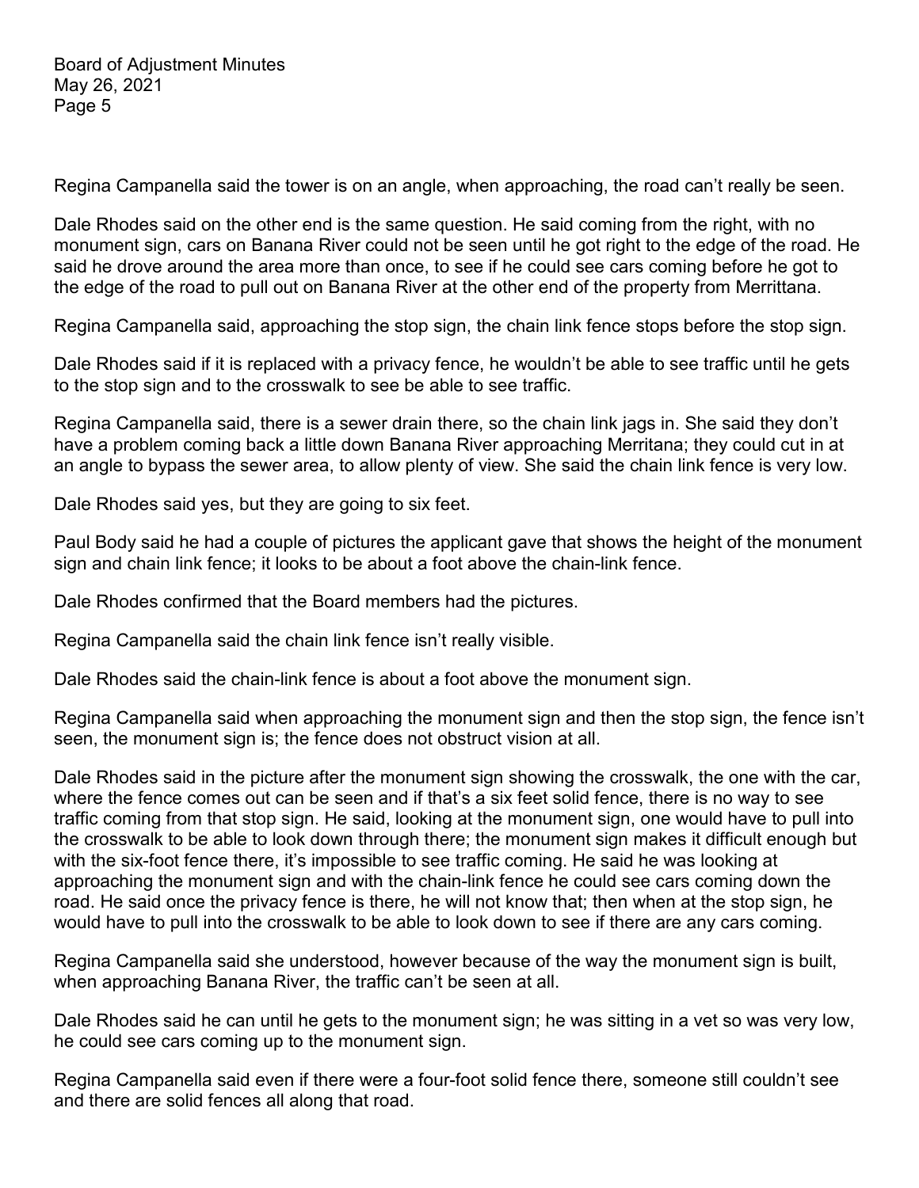Regina Campanella said the tower is on an angle, when approaching, the road can't really be seen.

Dale Rhodes said on the other end is the same question. He said coming from the right, with no monument sign, cars on Banana River could not be seen until he got right to the edge of the road. He said he drove around the area more than once, to see if he could see cars coming before he got to the edge of the road to pull out on Banana River at the other end of the property from Merrittana.

Regina Campanella said, approaching the stop sign, the chain link fence stops before the stop sign.

Dale Rhodes said if it is replaced with a privacy fence, he wouldn't be able to see traffic until he gets to the stop sign and to the crosswalk to see be able to see traffic.

Regina Campanella said, there is a sewer drain there, so the chain link jags in. She said they don't have a problem coming back a little down Banana River approaching Merritana; they could cut in at an angle to bypass the sewer area, to allow plenty of view. She said the chain link fence is very low.

Dale Rhodes said yes, but they are going to six feet.

Paul Body said he had a couple of pictures the applicant gave that shows the height of the monument sign and chain link fence; it looks to be about a foot above the chain-link fence.

Dale Rhodes confirmed that the Board members had the pictures.

Regina Campanella said the chain link fence isn't really visible.

Dale Rhodes said the chain-link fence is about a foot above the monument sign.

Regina Campanella said when approaching the monument sign and then the stop sign, the fence isn't seen, the monument sign is; the fence does not obstruct vision at all.

Dale Rhodes said in the picture after the monument sign showing the crosswalk, the one with the car, where the fence comes out can be seen and if that's a six feet solid fence, there is no way to see traffic coming from that stop sign. He said, looking at the monument sign, one would have to pull into the crosswalk to be able to look down through there; the monument sign makes it difficult enough but with the six-foot fence there, it's impossible to see traffic coming. He said he was looking at approaching the monument sign and with the chain-link fence he could see cars coming down the road. He said once the privacy fence is there, he will not know that; then when at the stop sign, he would have to pull into the crosswalk to be able to look down to see if there are any cars coming.

Regina Campanella said she understood, however because of the way the monument sign is built, when approaching Banana River, the traffic can't be seen at all.

Dale Rhodes said he can until he gets to the monument sign; he was sitting in a vet so was very low, he could see cars coming up to the monument sign.

Regina Campanella said even if there were a four-foot solid fence there, someone still couldn't see and there are solid fences all along that road.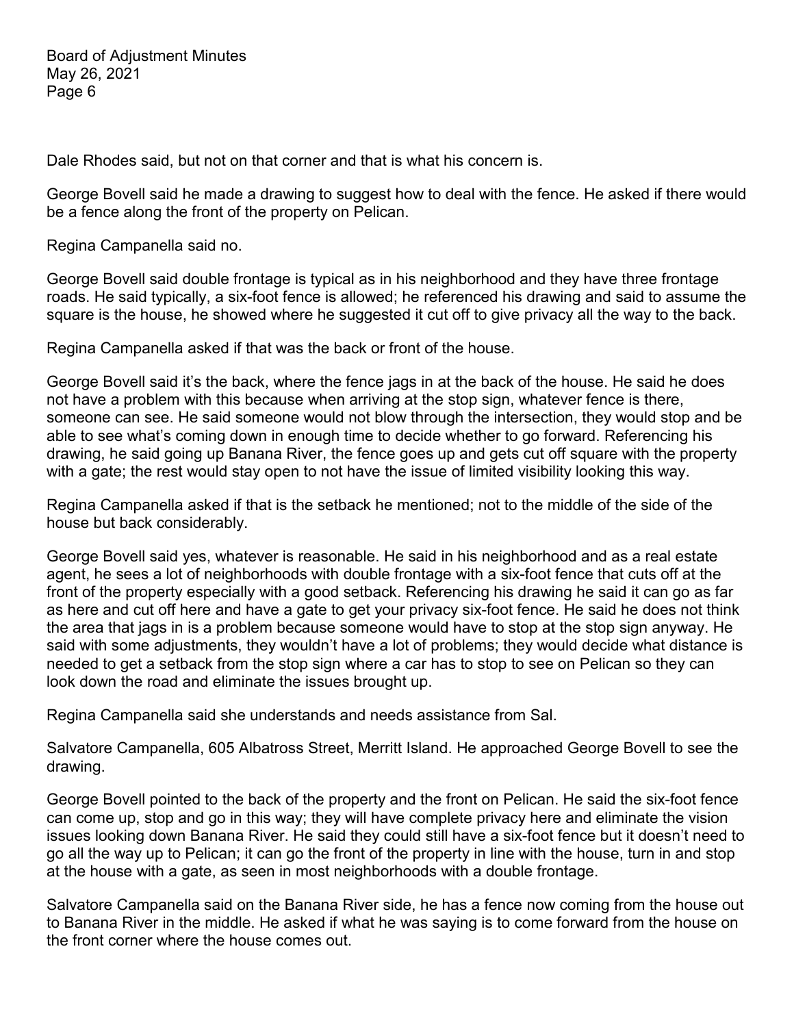Dale Rhodes said, but not on that corner and that is what his concern is.

George Bovell said he made a drawing to suggest how to deal with the fence. He asked if there would be a fence along the front of the property on Pelican.

Regina Campanella said no.

George Bovell said double frontage is typical as in his neighborhood and they have three frontage roads. He said typically, a six-foot fence is allowed; he referenced his drawing and said to assume the square is the house, he showed where he suggested it cut off to give privacy all the way to the back.

Regina Campanella asked if that was the back or front of the house.

George Bovell said it's the back, where the fence jags in at the back of the house. He said he does not have a problem with this because when arriving at the stop sign, whatever fence is there, someone can see. He said someone would not blow through the intersection, they would stop and be able to see what's coming down in enough time to decide whether to go forward. Referencing his drawing, he said going up Banana River, the fence goes up and gets cut off square with the property with a gate; the rest would stay open to not have the issue of limited visibility looking this way.

Regina Campanella asked if that is the setback he mentioned; not to the middle of the side of the house but back considerably.

George Bovell said yes, whatever is reasonable. He said in his neighborhood and as a real estate agent, he sees a lot of neighborhoods with double frontage with a six-foot fence that cuts off at the front of the property especially with a good setback. Referencing his drawing he said it can go as far as here and cut off here and have a gate to get your privacy six-foot fence. He said he does not think the area that jags in is a problem because someone would have to stop at the stop sign anyway. He said with some adjustments, they wouldn't have a lot of problems; they would decide what distance is needed to get a setback from the stop sign where a car has to stop to see on Pelican so they can look down the road and eliminate the issues brought up.

Regina Campanella said she understands and needs assistance from Sal.

Salvatore Campanella, 605 Albatross Street, Merritt Island. He approached George Bovell to see the drawing.

George Bovell pointed to the back of the property and the front on Pelican. He said the six-foot fence can come up, stop and go in this way; they will have complete privacy here and eliminate the vision issues looking down Banana River. He said they could still have a six-foot fence but it doesn't need to go all the way up to Pelican; it can go the front of the property in line with the house, turn in and stop at the house with a gate, as seen in most neighborhoods with a double frontage.

Salvatore Campanella said on the Banana River side, he has a fence now coming from the house out to Banana River in the middle. He asked if what he was saying is to come forward from the house on the front corner where the house comes out.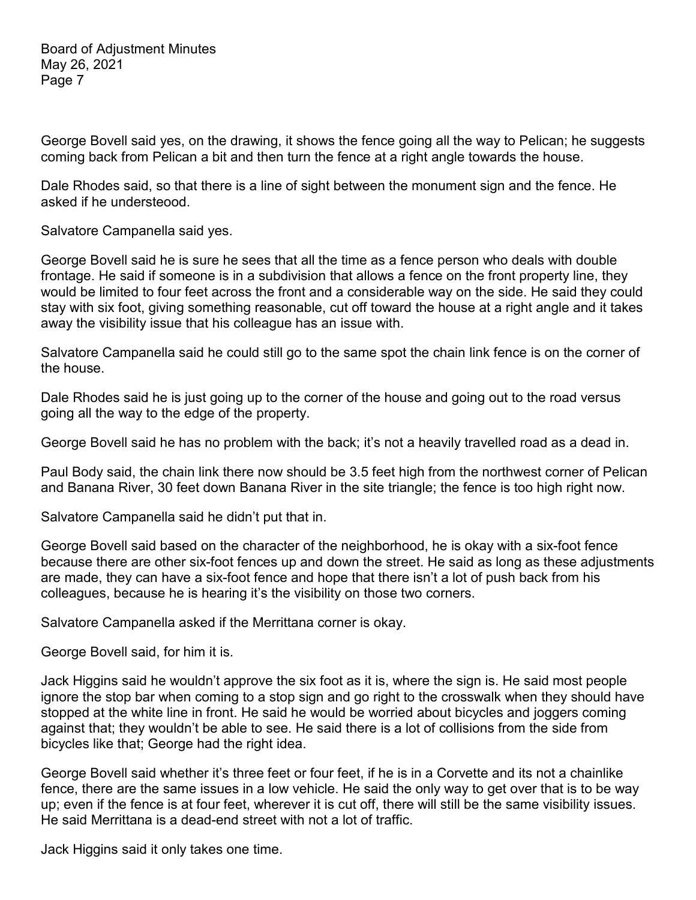George Bovell said yes, on the drawing, it shows the fence going all the way to Pelican; he suggests coming back from Pelican a bit and then turn the fence at a right angle towards the house.

Dale Rhodes said, so that there is a line of sight between the monument sign and the fence. He asked if he understeood.

Salvatore Campanella said yes.

George Bovell said he is sure he sees that all the time as a fence person who deals with double frontage. He said if someone is in a subdivision that allows a fence on the front property line, they would be limited to four feet across the front and a considerable way on the side. He said they could stay with six foot, giving something reasonable, cut off toward the house at a right angle and it takes away the visibility issue that his colleague has an issue with.

Salvatore Campanella said he could still go to the same spot the chain link fence is on the corner of the house.

Dale Rhodes said he is just going up to the corner of the house and going out to the road versus going all the way to the edge of the property.

George Bovell said he has no problem with the back; it's not a heavily travelled road as a dead in.

Paul Body said, the chain link there now should be 3.5 feet high from the northwest corner of Pelican and Banana River, 30 feet down Banana River in the site triangle; the fence is too high right now.

Salvatore Campanella said he didn't put that in.

George Bovell said based on the character of the neighborhood, he is okay with a six-foot fence because there are other six-foot fences up and down the street. He said as long as these adjustments are made, they can have a six-foot fence and hope that there isn't a lot of push back from his colleagues, because he is hearing it's the visibility on those two corners.

Salvatore Campanella asked if the Merrittana corner is okay.

George Bovell said, for him it is.

Jack Higgins said he wouldn't approve the six foot as it is, where the sign is. He said most people ignore the stop bar when coming to a stop sign and go right to the crosswalk when they should have stopped at the white line in front. He said he would be worried about bicycles and joggers coming against that; they wouldn't be able to see. He said there is a lot of collisions from the side from bicycles like that; George had the right idea.

George Bovell said whether it's three feet or four feet, if he is in a Corvette and its not a chainlike fence, there are the same issues in a low vehicle. He said the only way to get over that is to be way up; even if the fence is at four feet, wherever it is cut off, there will still be the same visibility issues. He said Merrittana is a dead-end street with not a lot of traffic.

Jack Higgins said it only takes one time.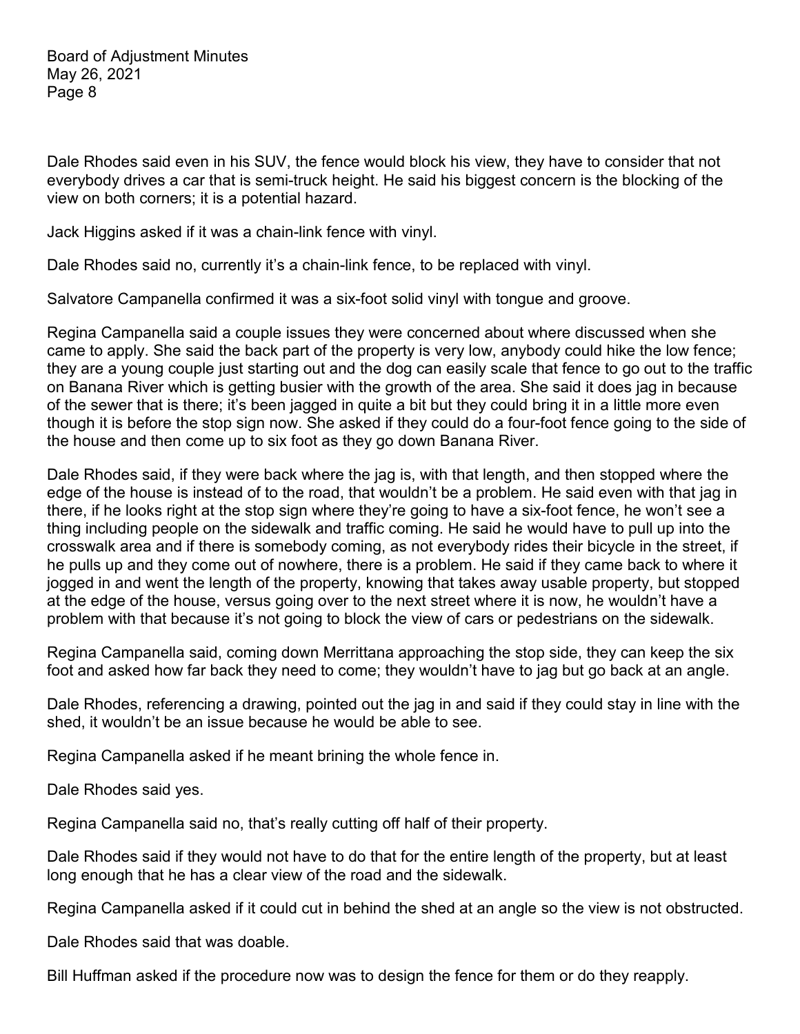Dale Rhodes said even in his SUV, the fence would block his view, they have to consider that not everybody drives a car that is semi-truck height. He said his biggest concern is the blocking of the view on both corners; it is a potential hazard.

Jack Higgins asked if it was a chain-link fence with vinyl.

Dale Rhodes said no, currently it's a chain-link fence, to be replaced with vinyl.

Salvatore Campanella confirmed it was a six-foot solid vinyl with tongue and groove.

Regina Campanella said a couple issues they were concerned about where discussed when she came to apply. She said the back part of the property is very low, anybody could hike the low fence; they are a young couple just starting out and the dog can easily scale that fence to go out to the traffic on Banana River which is getting busier with the growth of the area. She said it does jag in because of the sewer that is there; it's been jagged in quite a bit but they could bring it in a little more even though it is before the stop sign now. She asked if they could do a four-foot fence going to the side of the house and then come up to six foot as they go down Banana River.

Dale Rhodes said, if they were back where the jag is, with that length, and then stopped where the edge of the house is instead of to the road, that wouldn't be a problem. He said even with that jag in there, if he looks right at the stop sign where they're going to have a six-foot fence, he won't see a thing including people on the sidewalk and traffic coming. He said he would have to pull up into the crosswalk area and if there is somebody coming, as not everybody rides their bicycle in the street, if he pulls up and they come out of nowhere, there is a problem. He said if they came back to where it jogged in and went the length of the property, knowing that takes away usable property, but stopped at the edge of the house, versus going over to the next street where it is now, he wouldn't have a problem with that because it's not going to block the view of cars or pedestrians on the sidewalk.

Regina Campanella said, coming down Merrittana approaching the stop side, they can keep the six foot and asked how far back they need to come; they wouldn't have to jag but go back at an angle.

Dale Rhodes, referencing a drawing, pointed out the jag in and said if they could stay in line with the shed, it wouldn't be an issue because he would be able to see.

Regina Campanella asked if he meant brining the whole fence in.

Dale Rhodes said yes.

Regina Campanella said no, that's really cutting off half of their property.

Dale Rhodes said if they would not have to do that for the entire length of the property, but at least long enough that he has a clear view of the road and the sidewalk.

Regina Campanella asked if it could cut in behind the shed at an angle so the view is not obstructed.

Dale Rhodes said that was doable.

Bill Huffman asked if the procedure now was to design the fence for them or do they reapply.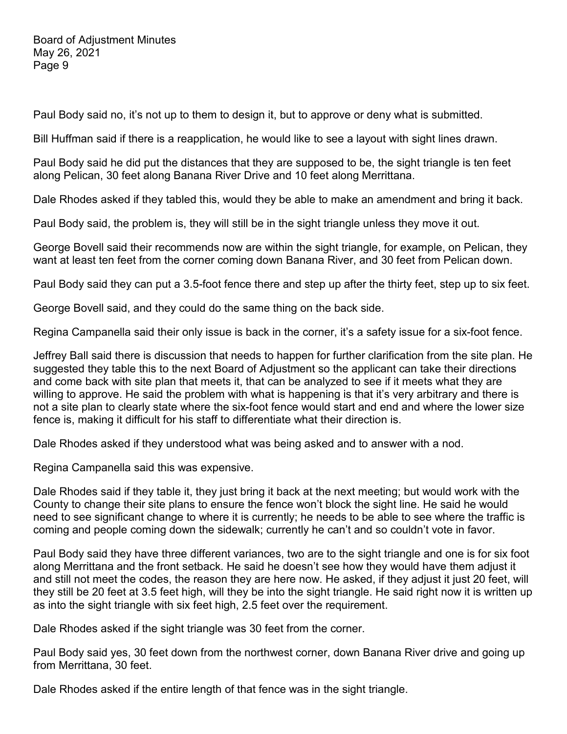Paul Body said no, it's not up to them to design it, but to approve or deny what is submitted.

Bill Huffman said if there is a reapplication, he would like to see a layout with sight lines drawn.

Paul Body said he did put the distances that they are supposed to be, the sight triangle is ten feet along Pelican, 30 feet along Banana River Drive and 10 feet along Merrittana.

Dale Rhodes asked if they tabled this, would they be able to make an amendment and bring it back.

Paul Body said, the problem is, they will still be in the sight triangle unless they move it out.

George Bovell said their recommends now are within the sight triangle, for example, on Pelican, they want at least ten feet from the corner coming down Banana River, and 30 feet from Pelican down.

Paul Body said they can put a 3.5-foot fence there and step up after the thirty feet, step up to six feet.

George Bovell said, and they could do the same thing on the back side.

Regina Campanella said their only issue is back in the corner, it's a safety issue for a six-foot fence.

Jeffrey Ball said there is discussion that needs to happen for further clarification from the site plan. He suggested they table this to the next Board of Adjustment so the applicant can take their directions and come back with site plan that meets it, that can be analyzed to see if it meets what they are willing to approve. He said the problem with what is happening is that it's very arbitrary and there is not a site plan to clearly state where the six-foot fence would start and end and where the lower size fence is, making it difficult for his staff to differentiate what their direction is.

Dale Rhodes asked if they understood what was being asked and to answer with a nod.

Regina Campanella said this was expensive.

Dale Rhodes said if they table it, they just bring it back at the next meeting; but would work with the County to change their site plans to ensure the fence won't block the sight line. He said he would need to see significant change to where it is currently; he needs to be able to see where the traffic is coming and people coming down the sidewalk; currently he can't and so couldn't vote in favor.

Paul Body said they have three different variances, two are to the sight triangle and one is for six foot along Merrittana and the front setback. He said he doesn't see how they would have them adjust it and still not meet the codes, the reason they are here now. He asked, if they adjust it just 20 feet, will they still be 20 feet at 3.5 feet high, will they be into the sight triangle. He said right now it is written up as into the sight triangle with six feet high, 2.5 feet over the requirement.

Dale Rhodes asked if the sight triangle was 30 feet from the corner.

Paul Body said yes, 30 feet down from the northwest corner, down Banana River drive and going up from Merrittana, 30 feet.

Dale Rhodes asked if the entire length of that fence was in the sight triangle.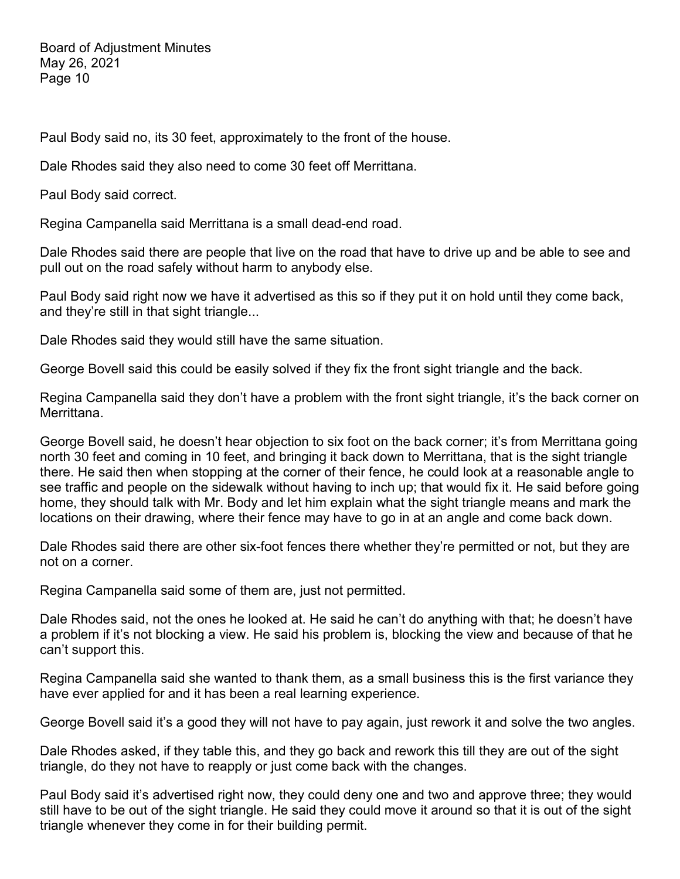Paul Body said no, its 30 feet, approximately to the front of the house.

Dale Rhodes said they also need to come 30 feet off Merrittana.

Paul Body said correct.

Regina Campanella said Merrittana is a small dead-end road.

Dale Rhodes said there are people that live on the road that have to drive up and be able to see and pull out on the road safely without harm to anybody else.

Paul Body said right now we have it advertised as this so if they put it on hold until they come back, and they're still in that sight triangle...

Dale Rhodes said they would still have the same situation.

George Bovell said this could be easily solved if they fix the front sight triangle and the back.

Regina Campanella said they don't have a problem with the front sight triangle, it's the back corner on Merrittana.

George Bovell said, he doesn't hear objection to six foot on the back corner; it's from Merrittana going north 30 feet and coming in 10 feet, and bringing it back down to Merrittana, that is the sight triangle there. He said then when stopping at the corner of their fence, he could look at a reasonable angle to see traffic and people on the sidewalk without having to inch up; that would fix it. He said before going home, they should talk with Mr. Body and let him explain what the sight triangle means and mark the locations on their drawing, where their fence may have to go in at an angle and come back down.

Dale Rhodes said there are other six-foot fences there whether they're permitted or not, but they are not on a corner.

Regina Campanella said some of them are, just not permitted.

Dale Rhodes said, not the ones he looked at. He said he can't do anything with that; he doesn't have a problem if it's not blocking a view. He said his problem is, blocking the view and because of that he can't support this.

Regina Campanella said she wanted to thank them, as a small business this is the first variance they have ever applied for and it has been a real learning experience.

George Bovell said it's a good they will not have to pay again, just rework it and solve the two angles.

Dale Rhodes asked, if they table this, and they go back and rework this till they are out of the sight triangle, do they not have to reapply or just come back with the changes.

Paul Body said it's advertised right now, they could deny one and two and approve three; they would still have to be out of the sight triangle. He said they could move it around so that it is out of the sight triangle whenever they come in for their building permit.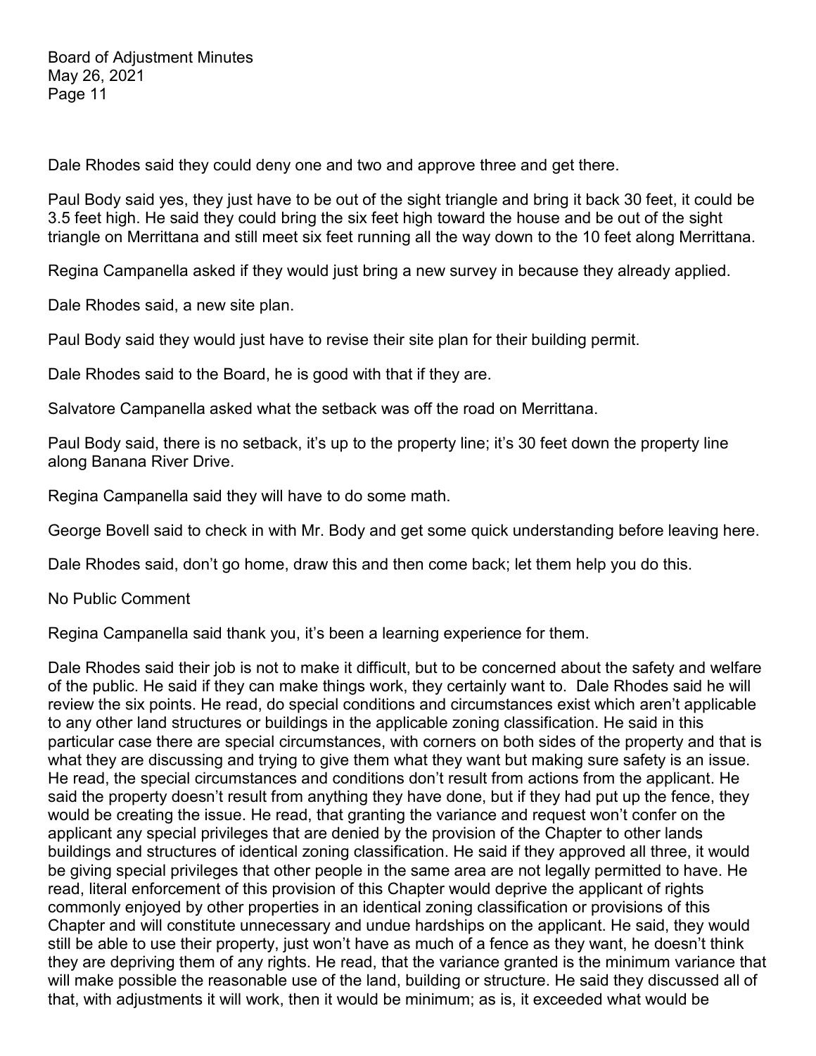Dale Rhodes said they could deny one and two and approve three and get there.

Paul Body said yes, they just have to be out of the sight triangle and bring it back 30 feet, it could be 3.5 feet high. He said they could bring the six feet high toward the house and be out of the sight triangle on Merrittana and still meet six feet running all the way down to the 10 feet along Merrittana.

Regina Campanella asked if they would just bring a new survey in because they already applied.

Dale Rhodes said, a new site plan.

Paul Body said they would just have to revise their site plan for their building permit.

Dale Rhodes said to the Board, he is good with that if they are.

Salvatore Campanella asked what the setback was off the road on Merrittana.

Paul Body said, there is no setback, it's up to the property line; it's 30 feet down the property line along Banana River Drive.

Regina Campanella said they will have to do some math.

George Bovell said to check in with Mr. Body and get some quick understanding before leaving here.

Dale Rhodes said, don't go home, draw this and then come back; let them help you do this.

No Public Comment

Regina Campanella said thank you, it's been a learning experience for them.

Dale Rhodes said their job is not to make it difficult, but to be concerned about the safety and welfare of the public. He said if they can make things work, they certainly want to. Dale Rhodes said he will review the six points. He read, do special conditions and circumstances exist which aren't applicable to any other land structures or buildings in the applicable zoning classification. He said in this particular case there are special circumstances, with corners on both sides of the property and that is what they are discussing and trying to give them what they want but making sure safety is an issue. He read, the special circumstances and conditions don't result from actions from the applicant. He said the property doesn't result from anything they have done, but if they had put up the fence, they would be creating the issue. He read, that granting the variance and request won't confer on the applicant any special privileges that are denied by the provision of the Chapter to other lands buildings and structures of identical zoning classification. He said if they approved all three, it would be giving special privileges that other people in the same area are not legally permitted to have. He read, literal enforcement of this provision of this Chapter would deprive the applicant of rights commonly enjoyed by other properties in an identical zoning classification or provisions of this Chapter and will constitute unnecessary and undue hardships on the applicant. He said, they would still be able to use their property, just won't have as much of a fence as they want, he doesn't think they are depriving them of any rights. He read, that the variance granted is the minimum variance that will make possible the reasonable use of the land, building or structure. He said they discussed all of that, with adjustments it will work, then it would be minimum; as is, it exceeded what would be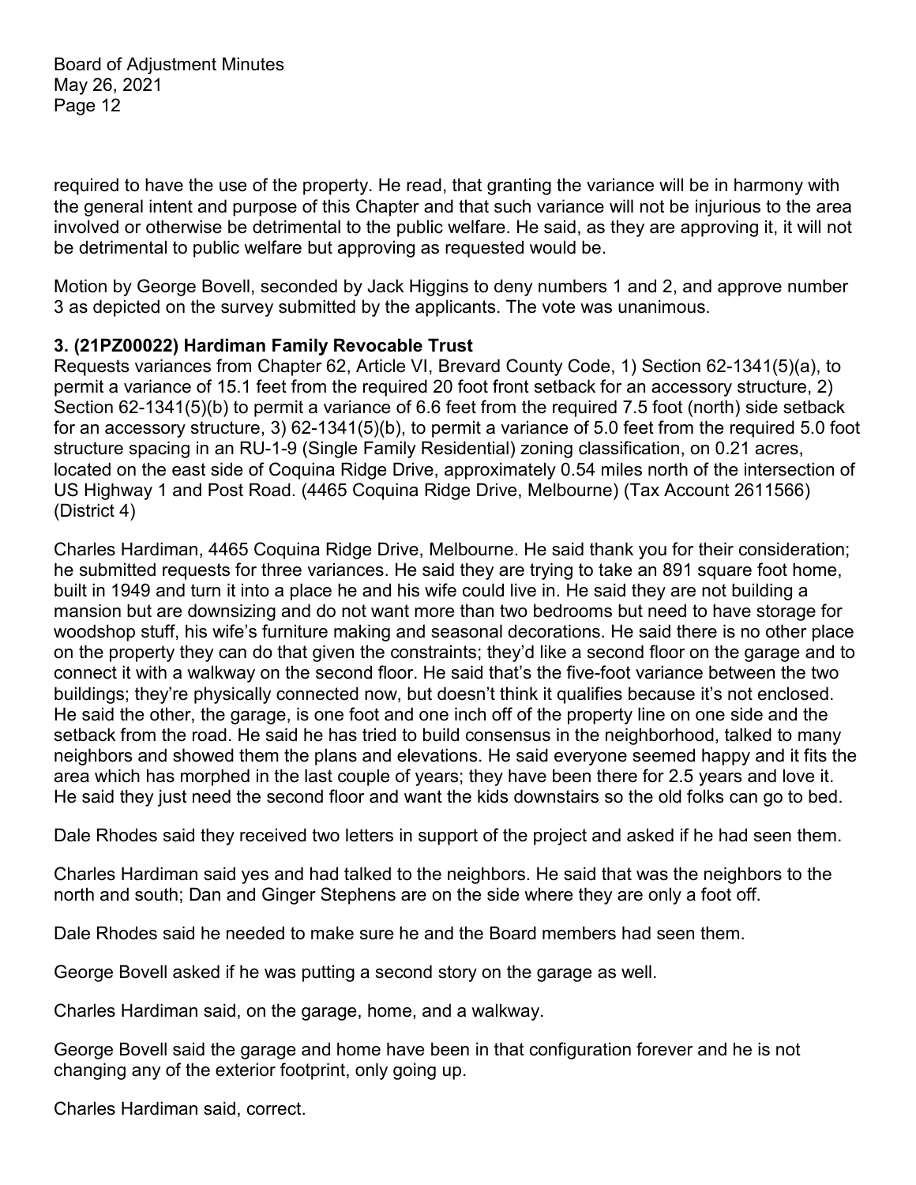required to have the use of the property. He read, that granting the variance will be in harmony with the general intent and purpose of this Chapter and that such variance will not be injurious to the area involved or otherwise be detrimental to the public welfare. He said, as they are approving it, it will not be detrimental to public welfare but approving as requested would be.

Motion by George Bovell, seconded by Jack Higgins to deny numbers 1 and 2, and approve number 3 as depicted on the survey submitted by the applicants. The vote was unanimous.

**3. (21PZ00022) Hardiman Family Revocable Trust**

Requests variances from Chapter 62, Article VI, Brevard County Code, 1) Section 62-1341(5)(a), to permit a variance of 15.1 feet from the required 20 foot front setback for an accessory structure, 2) Section 62-1341(5)(b) to permit a variance of 6.6 feet from the required 7.5 foot (north) side setback for an accessory structure, 3) 62-1341(5)(b), to permit a variance of 5.0 feet from the required 5.0 foot structure spacing in an RU-1-9 (Single Family Residential) zoning classification, on 0.21 acres, located on the east side of Coquina Ridge Drive, approximately 0.54 miles north of the intersection of US Highway 1 and Post Road. (4465 Coquina Ridge Drive, Melbourne) (Tax Account 2611566) (District 4)

Charles Hardiman, 4465 Coquina Ridge Drive, Melbourne. He said thank you for their consideration; he submitted requests for three variances. He said they are trying to take an 891 square foot home, built in 1949 and turn it into a place he and his wife could live in. He said they are not building a mansion but are downsizing and do not want more than two bedrooms but need to have storage for woodshop stuff, his wife's furniture making and seasonal decorations. He said there is no other place on the property they can do that given the constraints; they'd like a second floor on the garage and to connect it with a walkway on the second floor. He said that's the five-foot variance between the two buildings; they're physically connected now, but doesn't think it qualifies because it's not enclosed. He said the other, the garage, is one foot and one inch off of the property line on one side and the setback from the road. He said he has tried to build consensus in the neighborhood, talked to many neighbors and showed them the plans and elevations. He said everyone seemed happy and it fits the area which has morphed in the last couple of years; they have been there for 2.5 years and love it. He said they just need the second floor and want the kids downstairs so the old folks can go to bed.

Dale Rhodes said they received two letters in support of the project and asked if he had seen them.

Charles Hardiman said yes and had talked to the neighbors. He said that was the neighbors to the north and south; Dan and Ginger Stephens are on the side where they are only a foot off.

Dale Rhodes said he needed to make sure he and the Board members had seen them.

George Bovell asked if he was putting a second story on the garage as well.

Charles Hardiman said, on the garage, home, and a walkway.

George Bovell said the garage and home have been in that configuration forever and he is not changing any of the exterior footprint, only going up.

Charles Hardiman said, correct.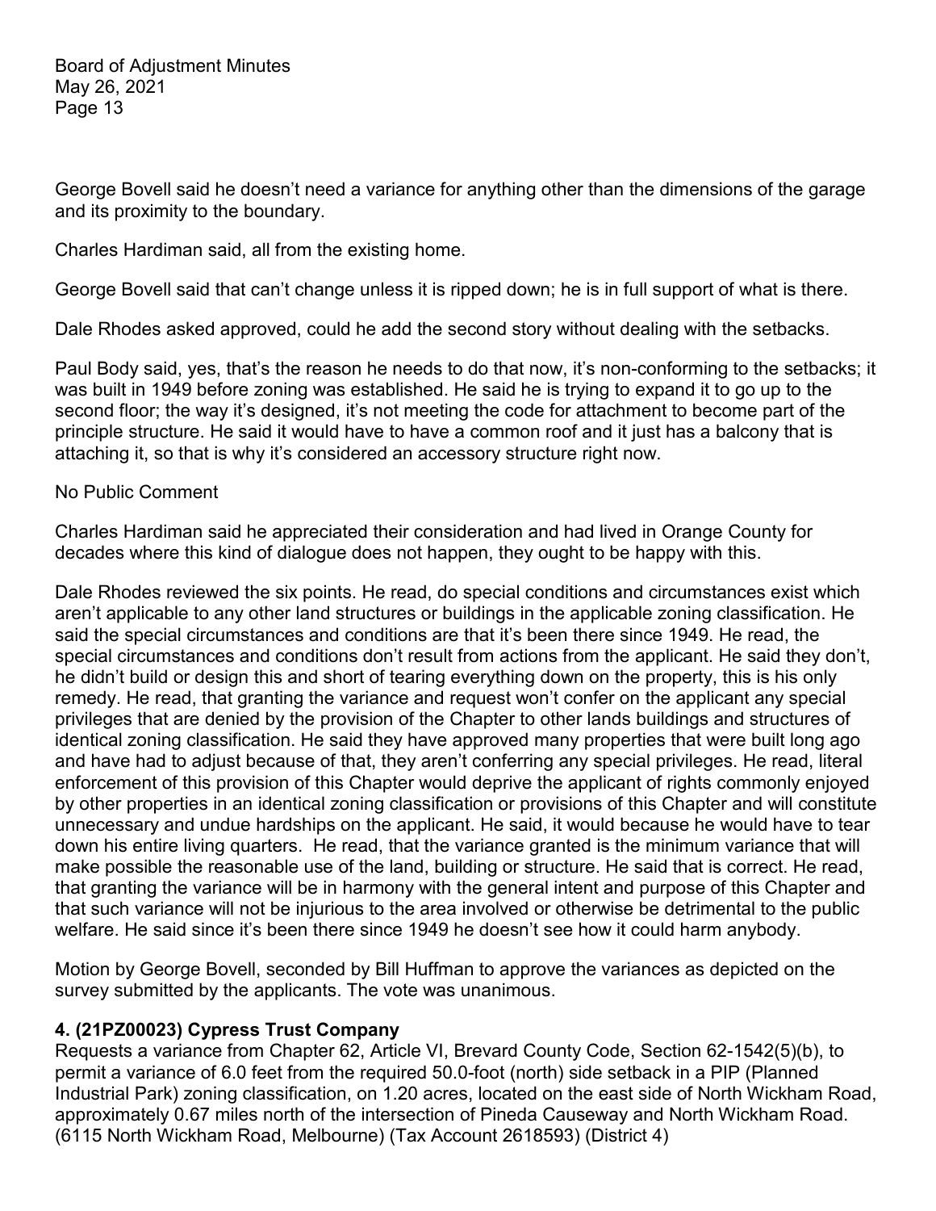George Bovell said he doesn't need a variance for anything other than the dimensions of the garage and its proximity to the boundary.

Charles Hardiman said, all from the existing home.

George Bovell said that can't change unless it is ripped down; he is in full support of what is there.

Dale Rhodes asked approved, could he add the second story without dealing with the setbacks.

Paul Body said, yes, that's the reason he needs to do that now, it's non-conforming to the setbacks; it was built in 1949 before zoning was established. He said he is trying to expand it to go up to the second floor; the way it's designed, it's not meeting the code for attachment to become part of the principle structure. He said it would have to have a common roof and it just has a balcony that is attaching it, so that is why it's considered an accessory structure right now.

No Public Comment

Charles Hardiman said he appreciated their consideration and had lived in Orange County for decades where this kind of dialogue does not happen, they ought to be happy with this.

Dale Rhodes reviewed the six points. He read, do special conditions and circumstances exist which aren't applicable to any other land structures or buildings in the applicable zoning classification. He said the special circumstances and conditions are that it's been there since 1949. He read, the special circumstances and conditions don't result from actions from the applicant. He said they don't, he didn't build or design this and short of tearing everything down on the property, this is his only remedy. He read, that granting the variance and request won't confer on the applicant any special privileges that are denied by the provision of the Chapter to other lands buildings and structures of identical zoning classification. He said they have approved many properties that were built long ago and have had to adjust because of that, they aren't conferring any special privileges. He read, literal enforcement of this provision of this Chapter would deprive the applicant of rights commonly enjoyed by other properties in an identical zoning classification or provisions of this Chapter and will constitute unnecessary and undue hardships on the applicant. He said, it would because he would have to tear down his entire living quarters. He read, that the variance granted is the minimum variance that will make possible the reasonable use of the land, building or structure. He said that is correct. He read, that granting the variance will be in harmony with the general intent and purpose of this Chapter and that such variance will not be injurious to the area involved or otherwise be detrimental to the public welfare. He said since it's been there since 1949 he doesn't see how it could harm anybody.

Motion by George Bovell, seconded by Bill Huffman to approve the variances as depicted on the survey submitted by the applicants. The vote was unanimous.

**4. (21PZ00023) Cypress Trust Company**

Requests a variance from Chapter 62, Article VI, Brevard County Code, Section 62-1542(5)(b), to permit a variance of 6.0 feet from the required 50.0-foot (north) side setback in a PIP (Planned Industrial Park) zoning classification, on 1.20 acres, located on the east side of North Wickham Road, approximately 0.67 miles north of the intersection of Pineda Causeway and North Wickham Road. (6115 North Wickham Road, Melbourne) (Tax Account 2618593) (District 4)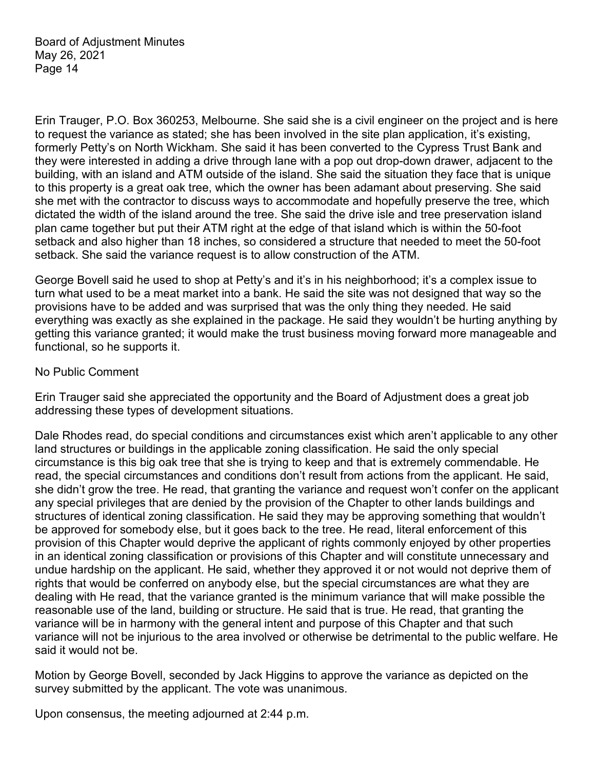Erin Trauger, P.O. Box 360253, Melbourne. She said she is a civil engineer on the project and is here to request the variance as stated; she has been involved in the site plan application, it's existing, formerly Petty's on North Wickham. She said it has been converted to the Cypress Trust Bank and they were interested in adding a drive through lane with a pop out drop-down drawer, adjacent to the building, with an island and ATM outside of the island. She said the situation they face that is unique to this property is a great oak tree, which the owner has been adamant about preserving. She said she met with the contractor to discuss ways to accommodate and hopefully preserve the tree, which dictated the width of the island around the tree. She said the drive isle and tree preservation island plan came together but put their ATM right at the edge of that island which is within the 50-foot setback and also higher than 18 inches, so considered a structure that needed to meet the 50-foot setback. She said the variance request is to allow construction of the ATM.

George Bovell said he used to shop at Petty's and it's in his neighborhood; it's a complex issue to turn what used to be a meat market into a bank. He said the site was not designed that way so the provisions have to be added and was surprised that was the only thing they needed. He said everything was exactly as she explained in the package. He said they wouldn't be hurting anything by getting this variance granted; it would make the trust business moving forward more manageable and functional, so he supports it.

No Public Comment

Erin Trauger said she appreciated the opportunity and the Board of Adjustment does a great job addressing these types of development situations.

Dale Rhodes read, do special conditions and circumstances exist which aren't applicable to any other land structures or buildings in the applicable zoning classification. He said the only special circumstance is this big oak tree that she is trying to keep and that is extremely commendable. He read, the special circumstances and conditions don't result from actions from the applicant. He said, she didn't grow the tree. He read, that granting the variance and request won't confer on the applicant any special privileges that are denied by the provision of the Chapter to other lands buildings and structures of identical zoning classification. He said they may be approving something that wouldn't be approved for somebody else, but it goes back to the tree. He read, literal enforcement of this provision of this Chapter would deprive the applicant of rights commonly enjoyed by other properties in an identical zoning classification or provisions of this Chapter and will constitute unnecessary and undue hardship on the applicant. He said, whether they approved it or not would not deprive them of rights that would be conferred on anybody else, but the special circumstances are what they are dealing with He read, that the variance granted is the minimum variance that will make possible the reasonable use of the land, building or structure. He said that is true. He read, that granting the variance will be in harmony with the general intent and purpose of this Chapter and that such variance will not be injurious to the area involved or otherwise be detrimental to the public welfare. He said it would not be.

Motion by George Bovell, seconded by Jack Higgins to approve the variance as depicted on the survey submitted by the applicant. The vote was unanimous.

Upon consensus, the meeting adjourned at 2:44 p.m.